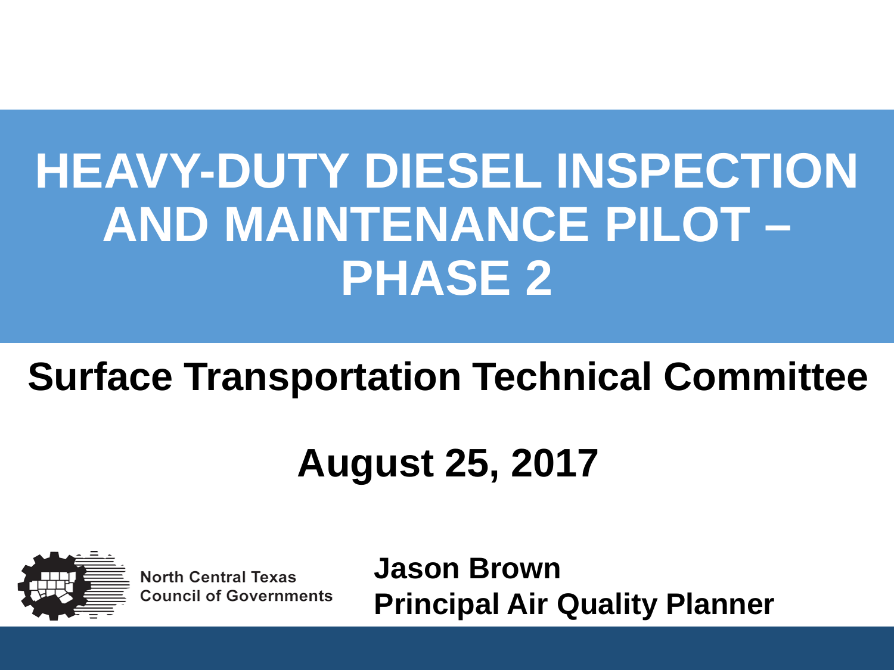# HEAVY-DUTY DIESEL INSPECTION AND MAINTENANCE PILOT – PHASE 2

## Surface Transportation Technical Committee

## August 25, 2017

North Central Texas Council of Governments

**Jason Brown**
**Principal Air Quality Planner**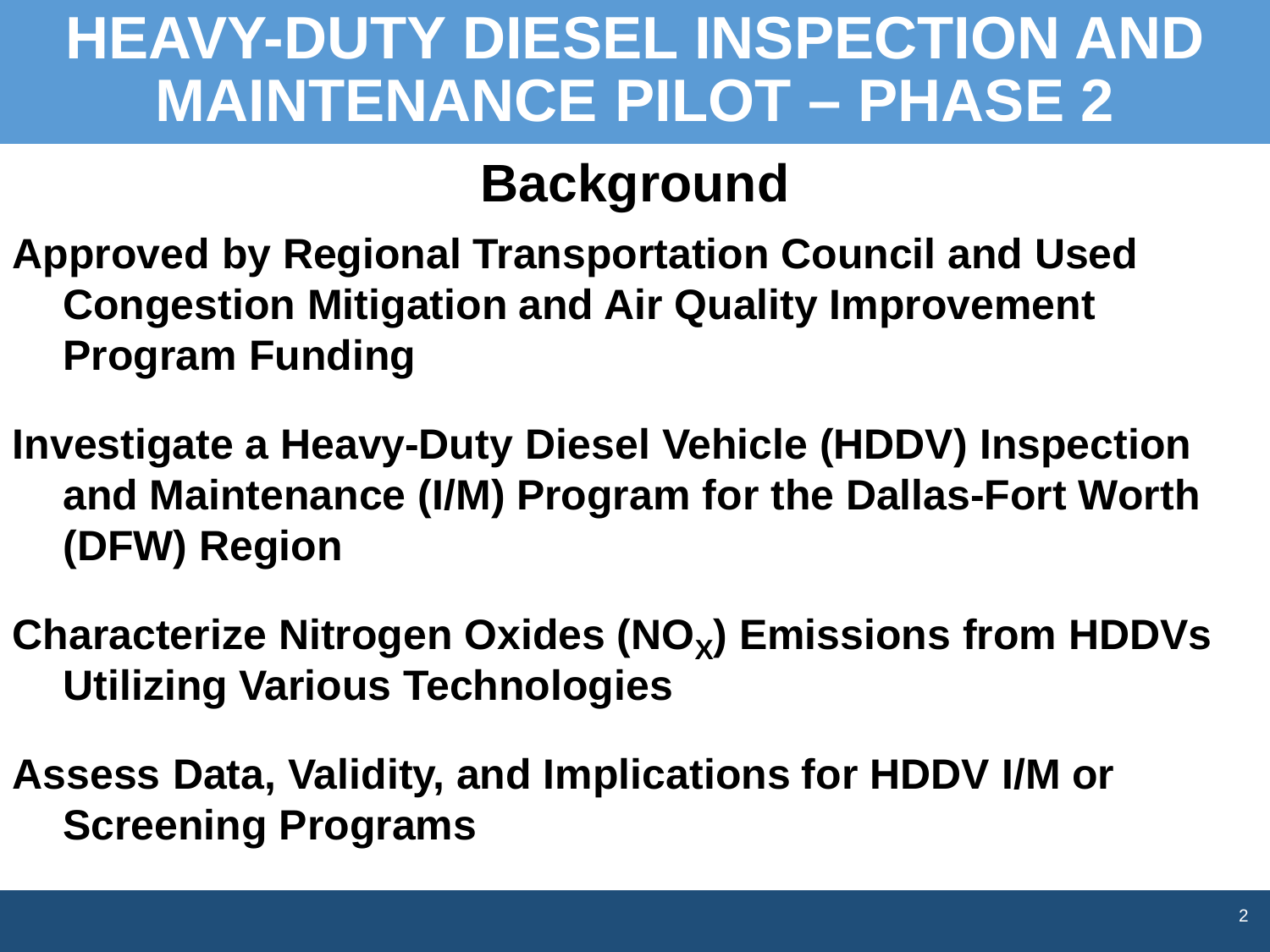# HEAVY-DUTY DIESEL INSPECTION AND MAINTENANCE PILOT – PHASE 2

## Background

**Approved by Regional Transportation Council and Used Congestion Mitigation and Air Quality Improvement Program Funding**

**Investigate a Heavy-Duty Diesel Vehicle (HDDV) Inspection and Maintenance (I/M) Program for the Dallas-Fort Worth (DFW) Region**

**Characterize Nitrogen Oxides ($NO_X$) Emissions from HDDVs Utilizing Various Technologies**

**Assess Data, Validity, and Implications for HDDV I/M or Screening Programs**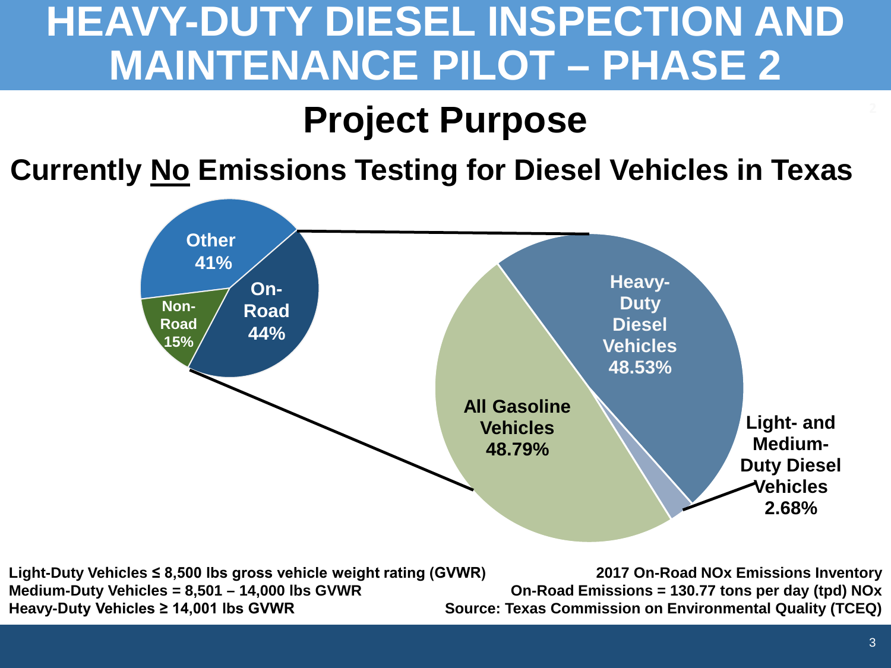# HEAVY-DUTY DIESEL INSPECTION AND MAINTENANCE PILOT – PHASE 2

## Project Purpose

### Currently No Emissions Testing for Diesel Vehicles in Texas

Other 41%

Non-Road 15%

On-Road 44%

Heavy-Duty Diesel Vehicles 48.53%

All Gasoline Vehicles 48.79%

Light- and Medium-Duty Diesel Vehicles 2.68%

**Light-Duty Vehicles ≤ 8,500 lbs gross vehicle weight rating (GVWR)**
**Medium-Duty Vehicles = 8,501 – 14,000 lbs GVWR**
**Heavy-Duty Vehicles ≥ 14,001 lbs GVWR**

**2017 On-Road NOx Emissions Inventory**
**On-Road Emissions = 130.77 tons per day (tpd) NOx**
**Source: Texas Commission on Environmental Quality (TCEQ)**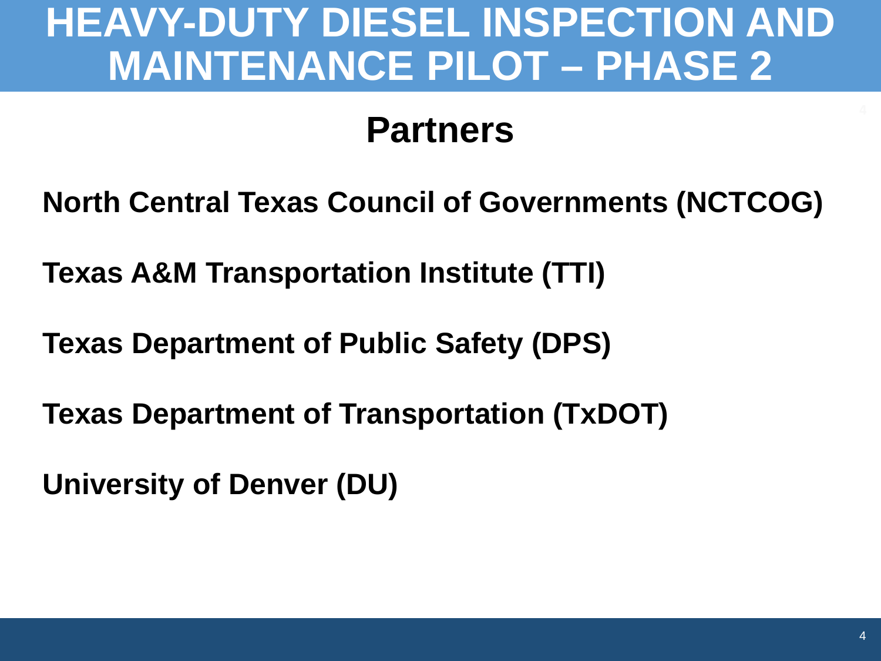# HEAVY-DUTY DIESEL INSPECTION AND MAINTENANCE PILOT – PHASE 2

## Partners

**North Central Texas Council of Governments (NCTCOG)**

**Texas A&M Transportation Institute (TTI)**

**Texas Department of Public Safety (DPS)**

**Texas Department of Transportation (TxDOT)**

**University of Denver (DU)**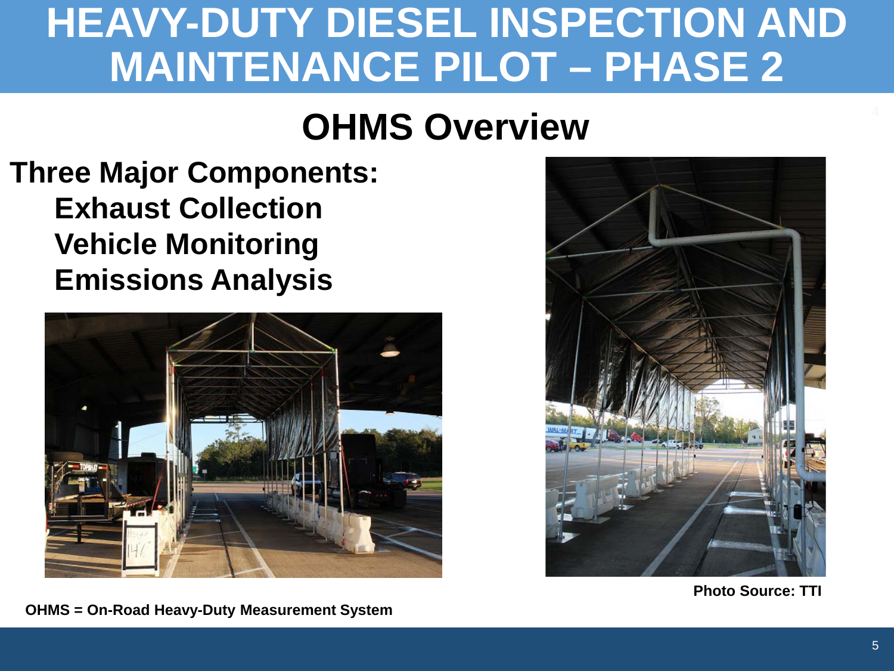# HEAVY-DUTY DIESEL INSPECTION AND MAINTENANCE PILOT – PHASE 2

## OHMS Overview

**Three Major Components:**

- **Exhaust Collection**
- **Vehicle Monitoring**
- **Emissions Analysis**

**Photo Source: TTI**

**OHMS = On-Road Heavy-Duty Measurement System**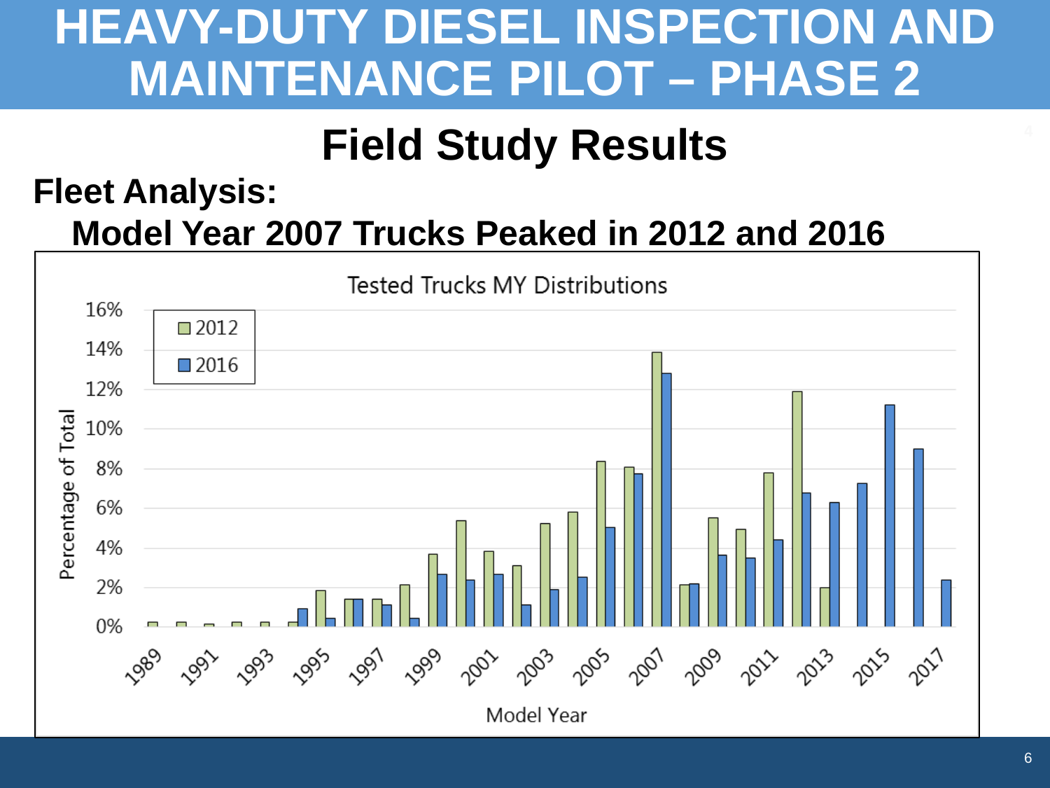# HEAVY-DUTY DIESEL INSPECTION AND MAINTENANCE PILOT – PHASE 2

## Field Study Results

**Fleet Analysis:**

**Model Year 2007 Trucks Peaked in 2012 and 2016**

Tested Trucks MY Distributions

| Model Year | 2012 | 2016 |
|---|---|---|
| 1989 | 0.2% | |
| 1990 | 0.2% | |
| 1991 | 0.1% | |
| 1992 | 0.2% | |
| 1993 | 0.2% | |
| 1994 | 0.2% | 0.9% |
| 1995 | 1.8% | 0.4% |
| 1996 | 1.4% | 1.4% |
| 1997 | 1.4% | 1.1% |
| 1998 | 2.1% | 0.4% |
| 1999 | 3.7% | 2.6% |
| 2000 | 5.4% | 2.4% |
| 2001 | 3.8% | 2.6% |
| 2002 | 3.1% | 1.1% |
| 2003 | 5.2% | 1.9% |
| 2004 | 5.8% | 2.5% |
| 2005 | 8.4% | 5.0% |
| 2006 | 8.1% | 7.7% |
| 2007 | 13.9% | 12.8% |
| 2008 | 2.1% | 2.2% |
| 2009 | 5.5% | 3.6% |
| 2010 | 4.9% | 3.5% |
| 2011 | 7.8% | 4.4% |
| 2012 | 11.9% | 6.7% |
| 2013 | 2.0% | 6.3% |
| 2014 | | 7.2% |
| 2015 | | 11.2% |
| 2016 | | 9.0% |
| 2017 | | 2.4% |

Percentage of Total vs. Model Year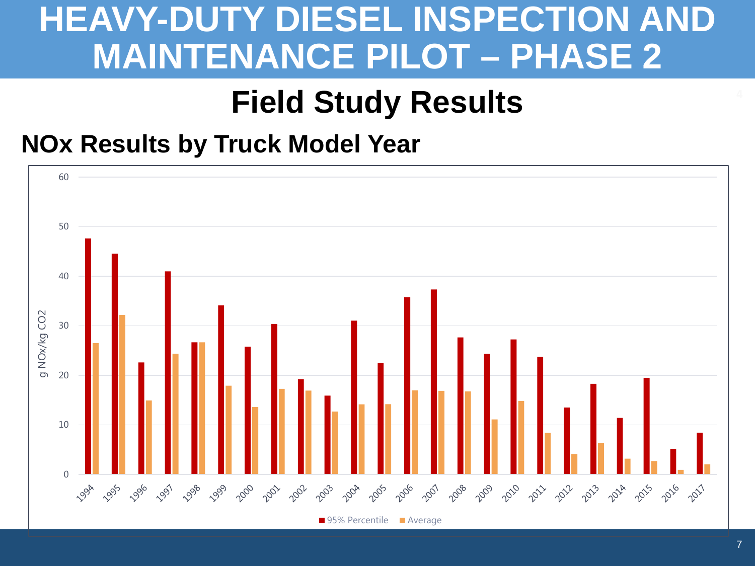# HEAVY-DUTY DIESEL INSPECTION AND MAINTENANCE PILOT – PHASE 2

## Field Study Results

### NOx Results by Truck Model Year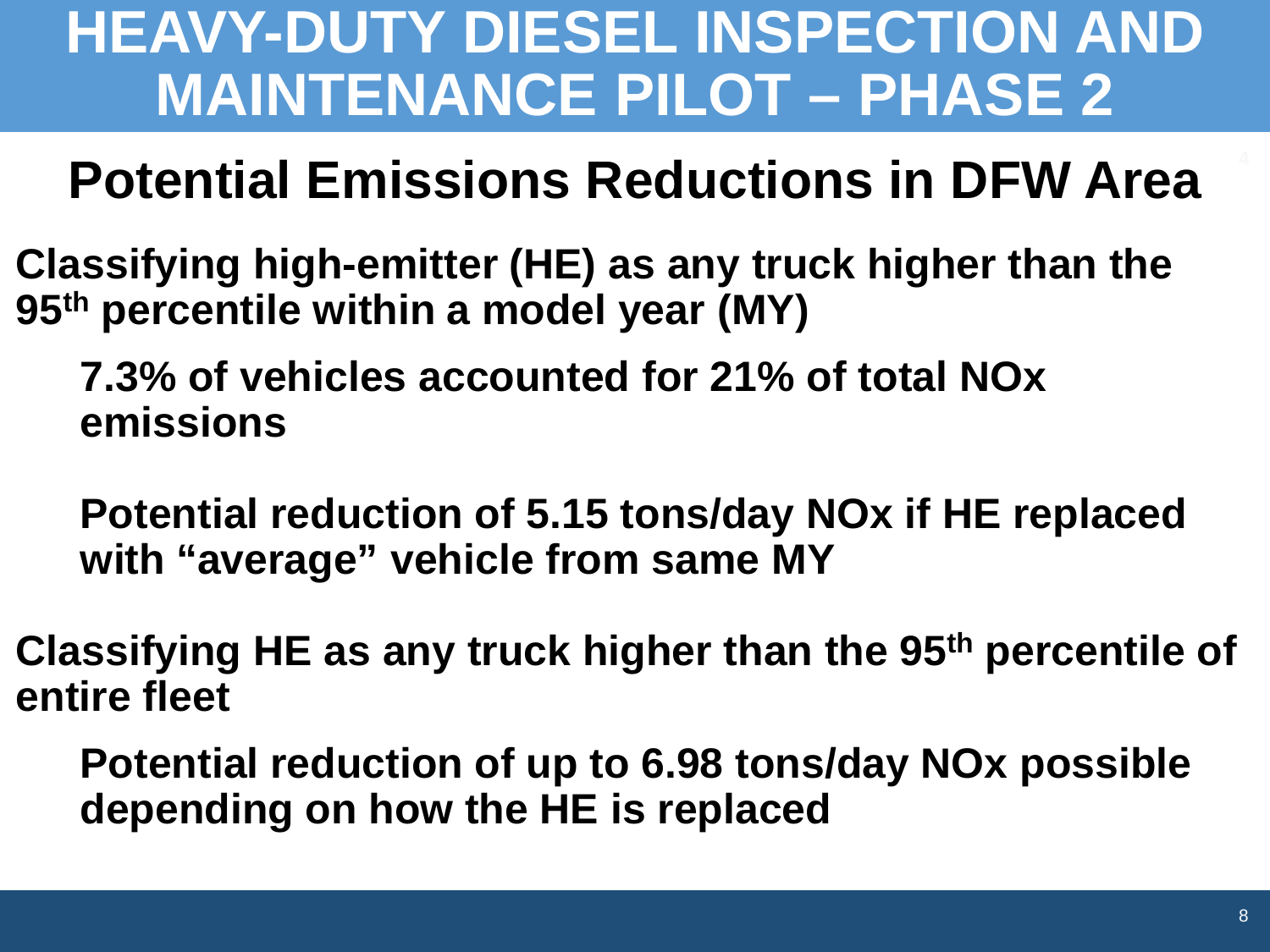# HEAVY-DUTY DIESEL INSPECTION AND MAINTENANCE PILOT – PHASE 2

## Potential Emissions Reductions in DFW Area

**Classifying high-emitter (HE) as any truck higher than the 95th percentile within a model year (MY)**

- **7.3% of vehicles accounted for 21% of total NOx emissions**
- **Potential reduction of 5.15 tons/day NOx if HE replaced with "average" vehicle from same MY**

**Classifying HE as any truck higher than the 95th percentile of entire fleet**

- **Potential reduction of up to 6.98 tons/day NOx possible depending on how the HE is replaced**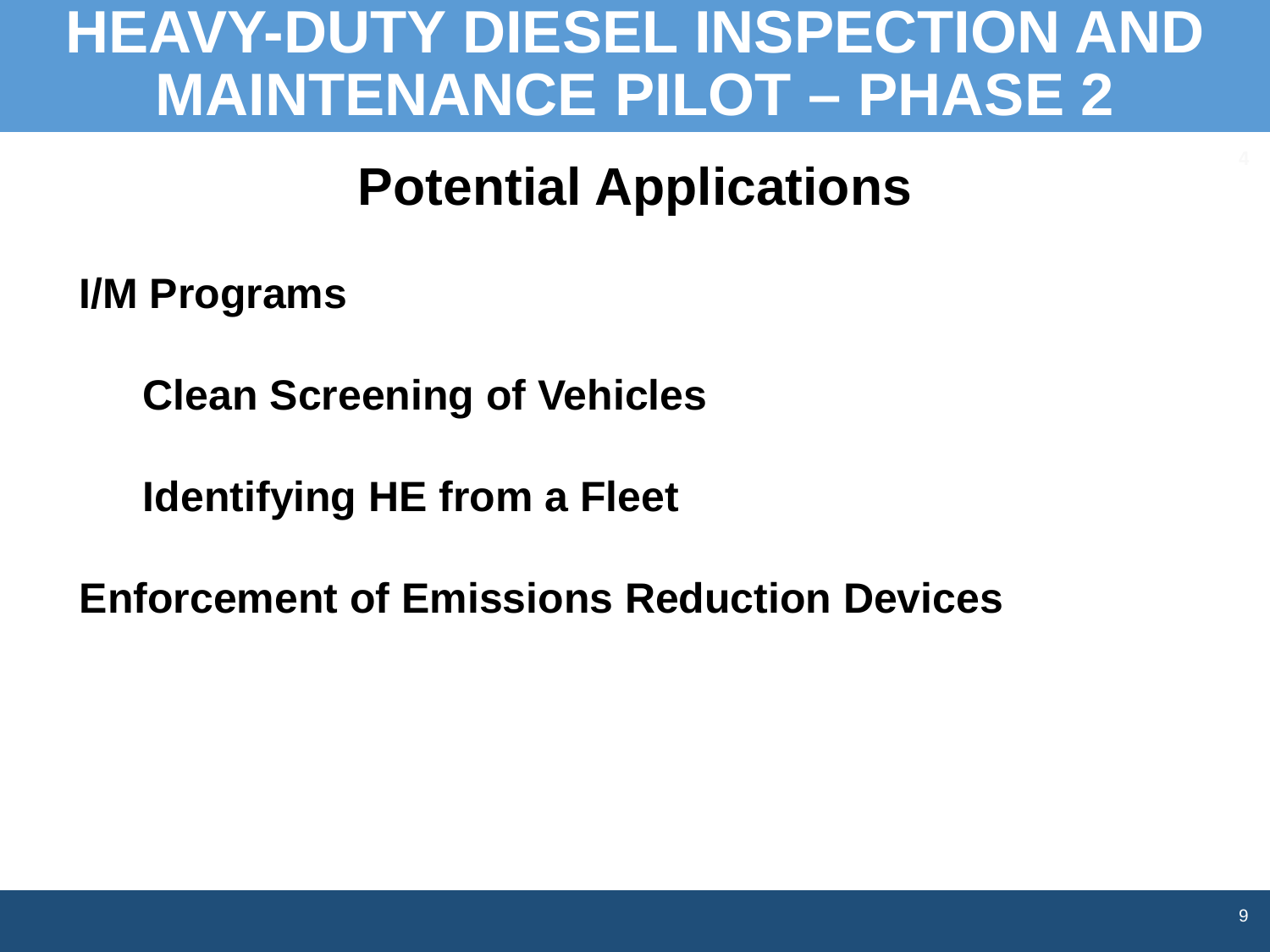# HEAVY-DUTY DIESEL INSPECTION AND MAINTENANCE PILOT – PHASE 2

## Potential Applications

**I/M Programs**

- **Clean Screening of Vehicles**
- **Identifying HE from a Fleet**

**Enforcement of Emissions Reduction Devices**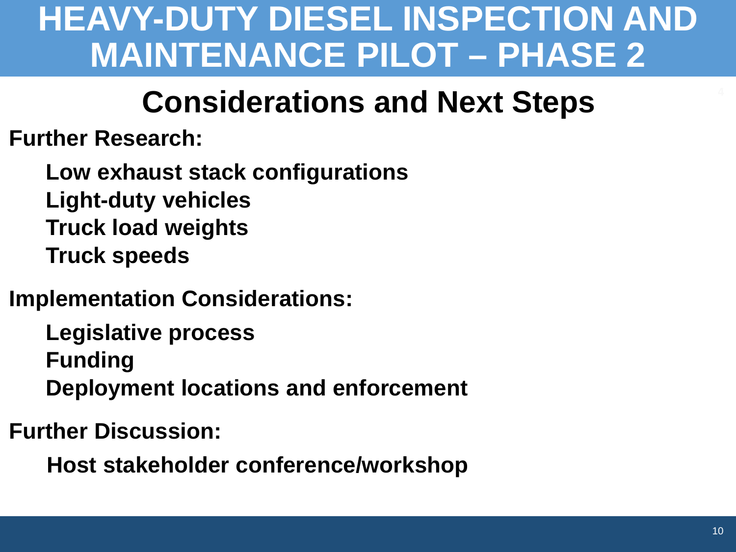# HEAVY-DUTY DIESEL INSPECTION AND MAINTENANCE PILOT – PHASE 2

## Considerations and Next Steps

**Further Research:**

- **Low exhaust stack configurations**
- **Light-duty vehicles**
- **Truck load weights**
- **Truck speeds**

**Implementation Considerations:**

- **Legislative process**
- **Funding**
- **Deployment locations and enforcement**

**Further Discussion:**

- **Host stakeholder conference/workshop**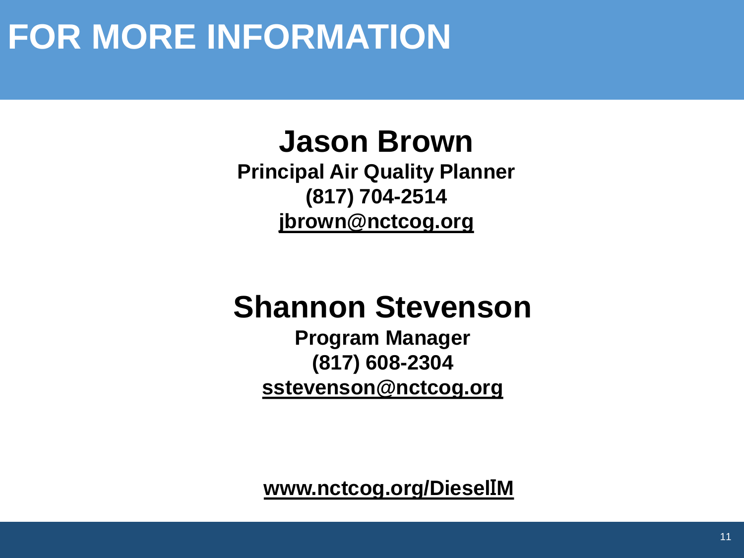# FOR MORE INFORMATION

## Jason Brown

**Principal Air Quality Planner**
**(817) 704-2514**
**jbrown@nctcog.org**

## Shannon Stevenson

**Program Manager**
**(817) 608-2304**
**sstevenson@nctcog.org**

**www.nctcog.org/DieselIM**